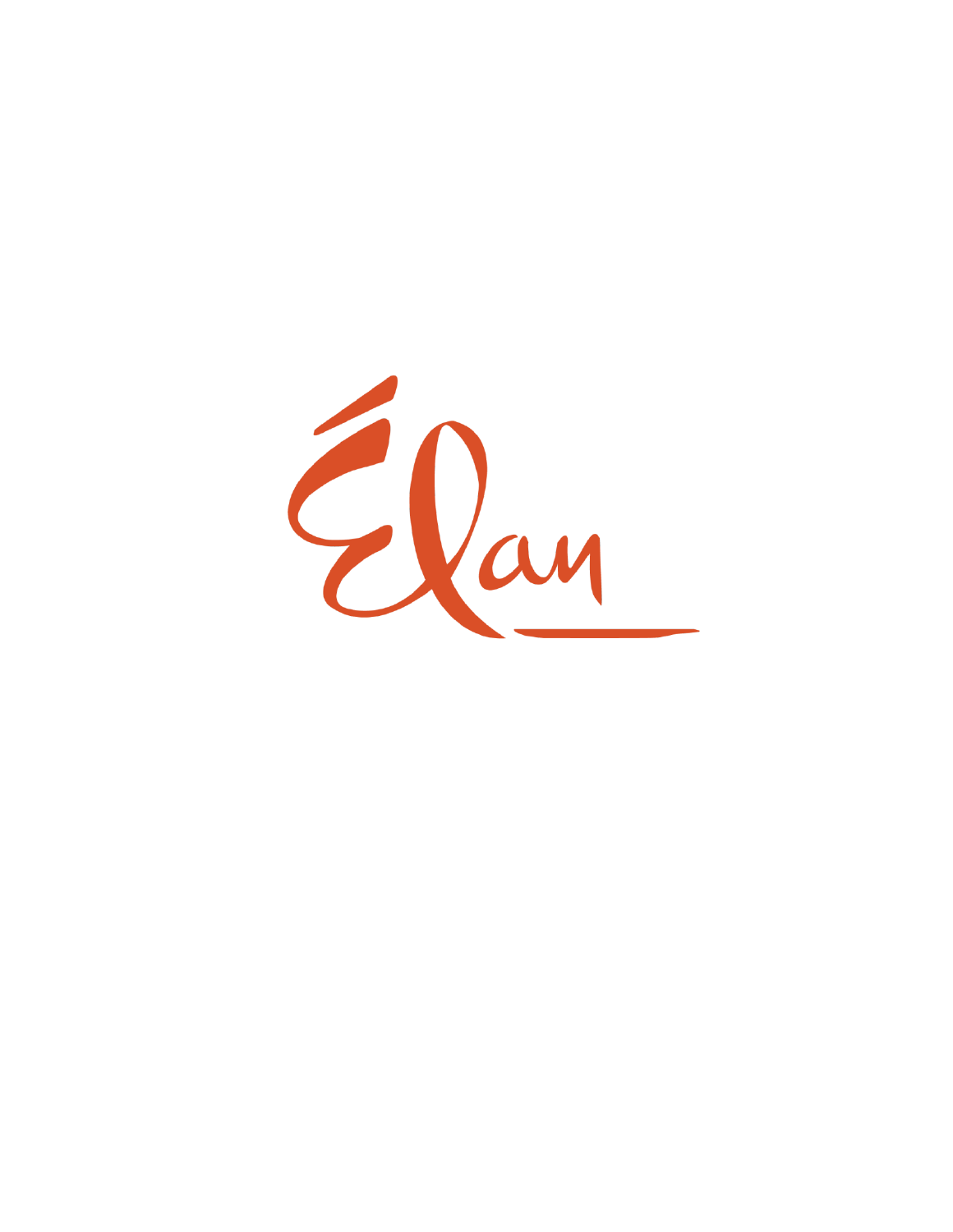# Élan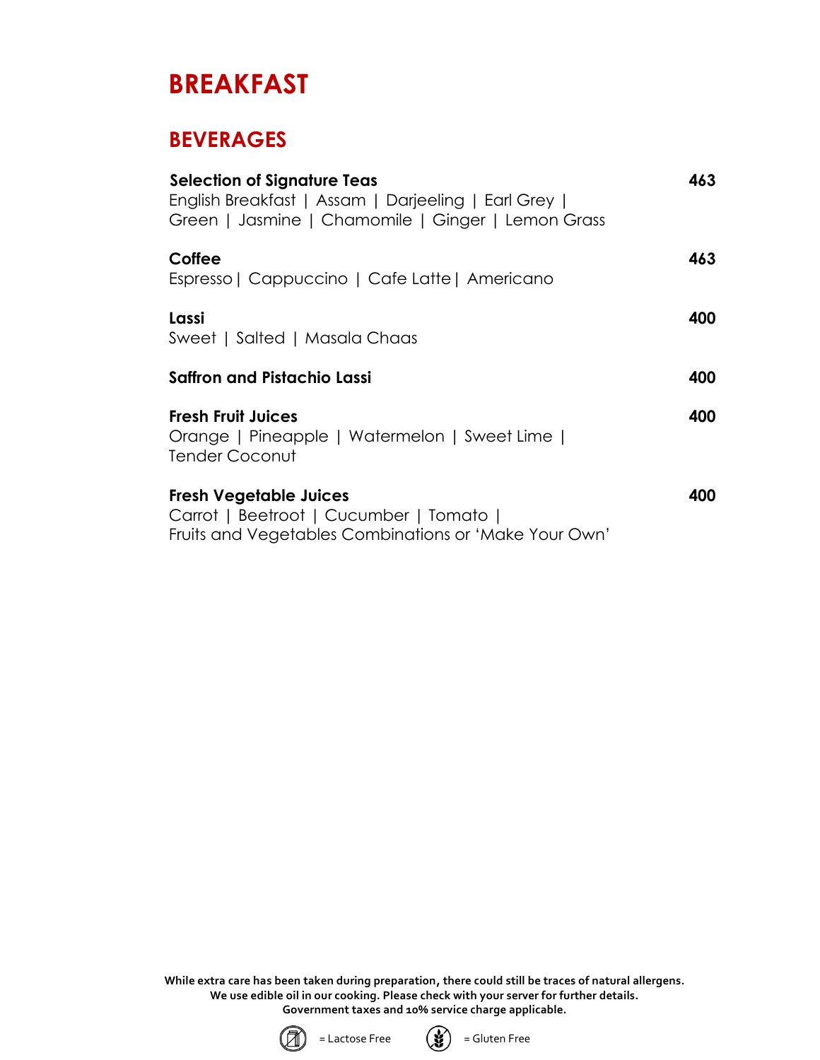# BREAKFAST

## BEVERAGES

**Selection of Signature Teas** **463**
English Breakfast | Assam | Darjeeling | Earl Grey |
Green | Jasmine | Chamomile | Ginger | Lemon Grass

**Coffee** **463**
Espresso | Cappuccino | Cafe Latte | Americano

**Lassi** **400**
Sweet | Salted | Masala Chaas

**Saffron and Pistachio Lassi** **400**

**Fresh Fruit Juices** **400**
Orange | Pineapple | Watermelon | Sweet Lime |
Tender Coconut

**Fresh Vegetable Juices** **400**
Carrot | Beetroot | Cucumber | Tomato |
Fruits and Vegetables Combinations or 'Make Your Own'

**While extra care has been taken during preparation, there could still be traces of natural allergens.**
**We use edible oil in our cooking. Please check with your server for further details.**
**Government taxes and 10% service charge applicable.**

= Lactose Free = Gluten Free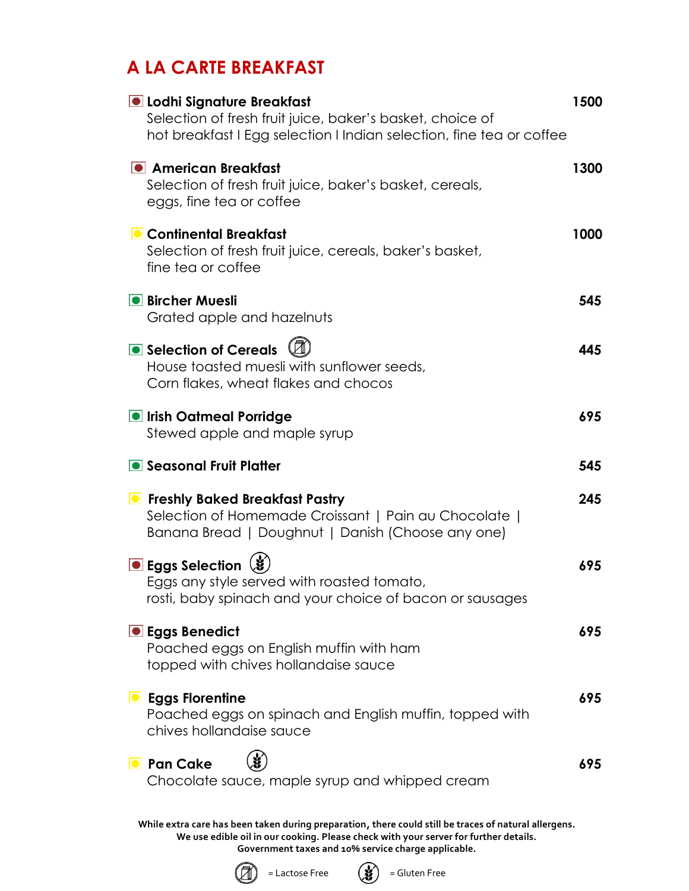# A LA CARTE BREAKFAST

**Lodhi Signature Breakfast** — **1500**
Selection of fresh fruit juice, baker's basket, choice of hot breakfast I Egg selection I Indian selection, fine tea or coffee

**American Breakfast** — **1300**
Selection of fresh fruit juice, baker's basket, cereals, eggs, fine tea or coffee

**Continental Breakfast** — **1000**
Selection of fresh fruit juice, cereals, baker's basket, fine tea or coffee

**Bircher Muesli** — **545**
Grated apple and hazelnuts

**Selection of Cereals** (Lactose Free) — **445**
House toasted muesli with sunflower seeds, Corn flakes, wheat flakes and chocos

**Irish Oatmeal Porridge** — **695**
Stewed apple and maple syrup

**Seasonal Fruit Platter** — **545**

**Freshly Baked Breakfast Pastry** — **245**
Selection of Homemade Croissant | Pain au Chocolate | Banana Bread | Doughnut | Danish (Choose any one)

**Eggs Selection** (Gluten Free) — **695**
Eggs any style served with roasted tomato, rosti, baby spinach and your choice of bacon or sausages

**Eggs Benedict** — **695**
Poached eggs on English muffin with ham topped with chives hollandaise sauce

**Eggs Florentine** — **695**
Poached eggs on spinach and English muffin, topped with chives hollandaise sauce

**Pan Cake** (Gluten Free) — **695**
Chocolate sauce, maple syrup and whipped cream

**While extra care has been taken during preparation, there could still be traces of natural allergens. We use edible oil in our cooking. Please check with your server for further details. Government taxes and 10% service charge applicable.**

= Lactose Free    = Gluten Free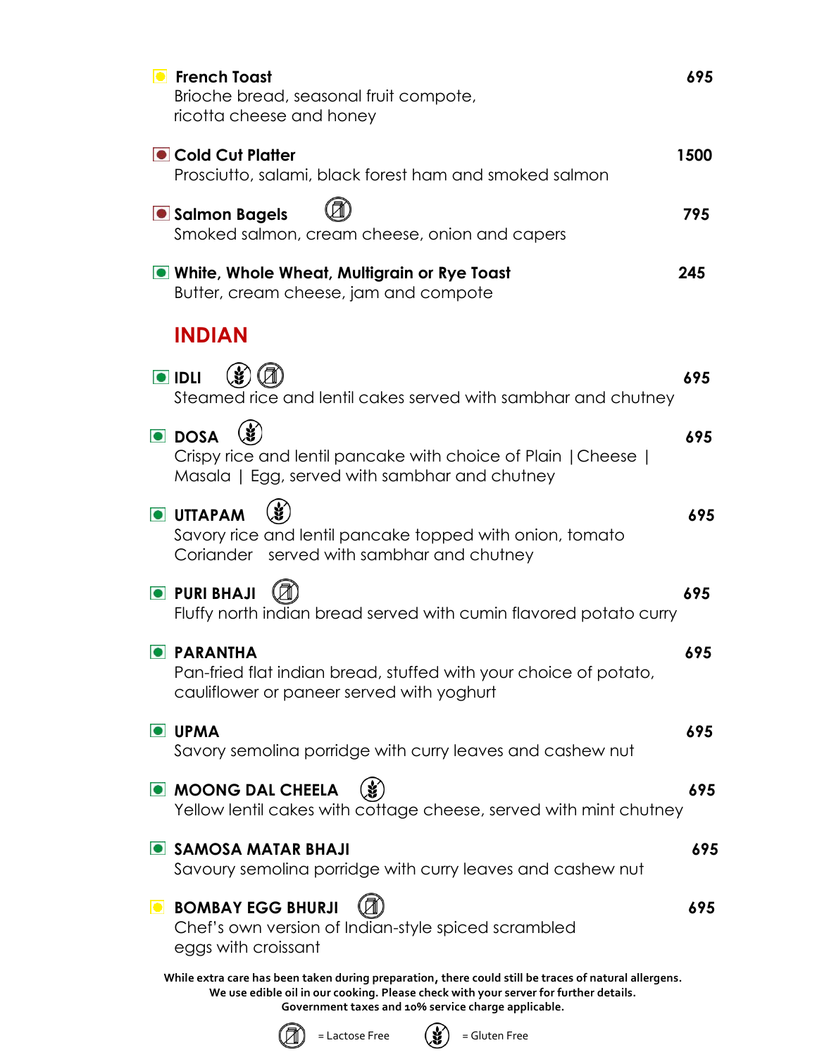**French Toast** 695
Brioche bread, seasonal fruit compote, ricotta cheese and honey

**Cold Cut Platter** 1500
Prosciutto, salami, black forest ham and smoked salmon

**Salmon Bagels** (Lactose Free) 795
Smoked salmon, cream cheese, onion and capers

**White, Whole Wheat, Multigrain or Rye Toast** 245
Butter, cream cheese, jam and compote

## INDIAN

**IDLI** (Gluten Free) (Lactose Free) 695
Steamed rice and lentil cakes served with sambhar and chutney

**DOSA** (Gluten Free) 695
Crispy rice and lentil pancake with choice of Plain | Cheese | Masala | Egg, served with sambhar and chutney

**UTTAPAM** (Gluten Free) 695
Savory rice and lentil pancake topped with onion, tomato Coriander served with sambhar and chutney

**PURI BHAJI** (Lactose Free) 695
Fluffy north indian bread served with cumin flavored potato curry

**PARANTHA** 695
Pan-fried flat indian bread, stuffed with your choice of potato, cauliflower or paneer served with yoghurt

**UPMA** 695
Savory semolina porridge with curry leaves and cashew nut

**MOONG DAL CHEELA** (Gluten Free) 695
Yellow lentil cakes with cottage cheese, served with mint chutney

**SAMOSA MATAR BHAJI** 695
Savoury semolina porridge with curry leaves and cashew nut

**BOMBAY EGG BHURJI** (Lactose Free) 695
Chef's own version of Indian-style spiced scrambled eggs with croissant

**While extra care has been taken during preparation, there could still be traces of natural allergens.**
**We use edible oil in our cooking. Please check with your server for further details.**
**Government taxes and 10% service charge applicable.**

(Lactose Free icon) = Lactose Free (Gluten Free icon) = Gluten Free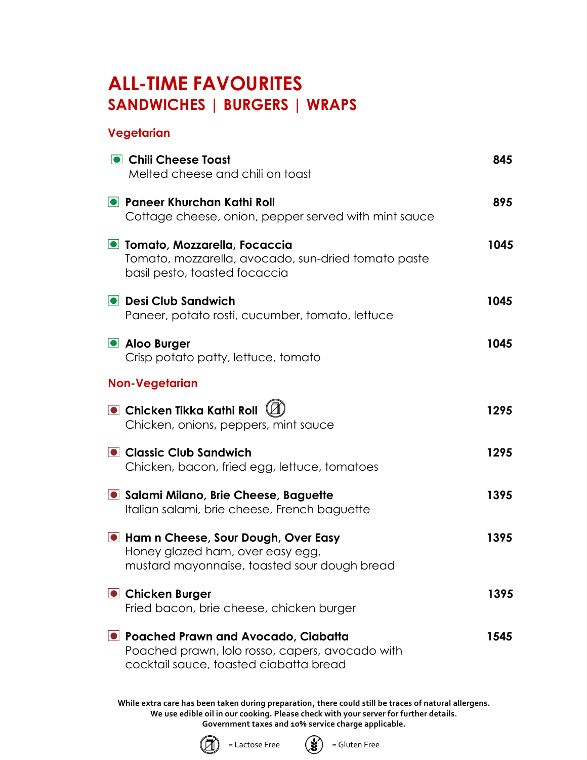# ALL-TIME FAVOURITES

## SANDWICHES | BURGERS | WRAPS

### Vegetarian

**Chili Cheese Toast** — 845
Melted cheese and chili on toast

**Paneer Khurchan Kathi Roll** — 895
Cottage cheese, onion, pepper served with mint sauce

**Tomato, Mozzarella, Focaccia** — 1045
Tomato, mozzarella, avocado, sun-dried tomato paste
basil pesto, toasted focaccia

**Desi Club Sandwich** — 1045
Paneer, potato rosti, cucumber, tomato, lettuce

**Aloo Burger** — 1045
Crisp potato patty, lettuce, tomato

### Non-Vegetarian

**Chicken Tikka Kathi Roll** (Lactose Free) — 1295
Chicken, onions, peppers, mint sauce

**Classic Club Sandwich** — 1295
Chicken, bacon, fried egg, lettuce, tomatoes

**Salami Milano, Brie Cheese, Baguette** — 1395
Italian salami, brie cheese, French baguette

**Ham n Cheese, Sour Dough, Over Easy** — 1395
Honey glazed ham, over easy egg,
mustard mayonnaise, toasted sour dough bread

**Chicken Burger** — 1395
Fried bacon, brie cheese, chicken burger

**Poached Prawn and Avocado, Ciabatta** — 1545
Poached prawn, lolo rosso, capers, avocado with
cocktail sauce, toasted ciabatta bread

**While extra care has been taken during preparation, there could still be traces of natural allergens.**
**We use edible oil in our cooking. Please check with your server for further details.**
**Government taxes and 10% service charge applicable.**

= Lactose Free   = Gluten Free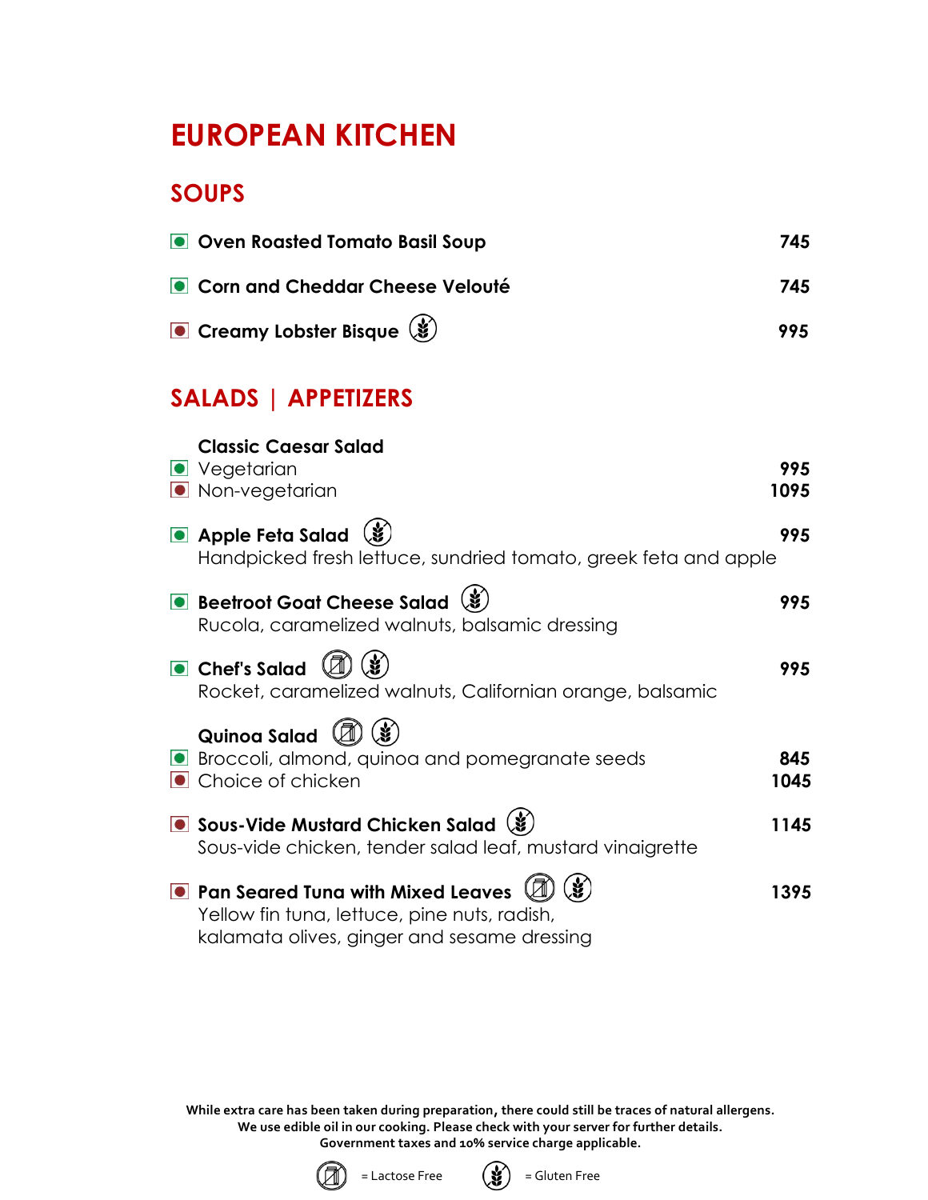# EUROPEAN KITCHEN

## SOUPS

- **Oven Roasted Tomato Basil Soup** — **745**
- **Corn and Cheddar Cheese Velouté** — **745**
- **Creamy Lobster Bisque** (Gluten Free) — **995**

## SALADS | APPETIZERS

**Classic Caesar Salad**
- Vegetarian — **995**
- Non-vegetarian — **1095**

**Apple Feta Salad** (Gluten Free) — **995**
Handpicked fresh lettuce, sundried tomato, greek feta and apple

**Beetroot Goat Cheese Salad** (Gluten Free) — **995**
Rucola, caramelized walnuts, balsamic dressing

**Chef's Salad** (Lactose Free) (Gluten Free) — **995**
Rocket, caramelized walnuts, Californian orange, balsamic

**Quinoa Salad** (Lactose Free) (Gluten Free)
- Broccoli, almond, quinoa and pomegranate seeds — **845**
- Choice of chicken — **1045**

**Sous-Vide Mustard Chicken Salad** (Gluten Free) — **1145**
Sous-vide chicken, tender salad leaf, mustard vinaigrette

**Pan Seared Tuna with Mixed Leaves** (Lactose Free) (Gluten Free) — **1395**
Yellow fin tuna, lettuce, pine nuts, radish,
kalamata olives, ginger and sesame dressing

**While extra care has been taken during preparation, there could still be traces of natural allergens.**
**We use edible oil in our cooking. Please check with your server for further details.**
**Government taxes and 10% service charge applicable.**

(Lactose Free icon) = Lactose Free (Gluten Free icon) = Gluten Free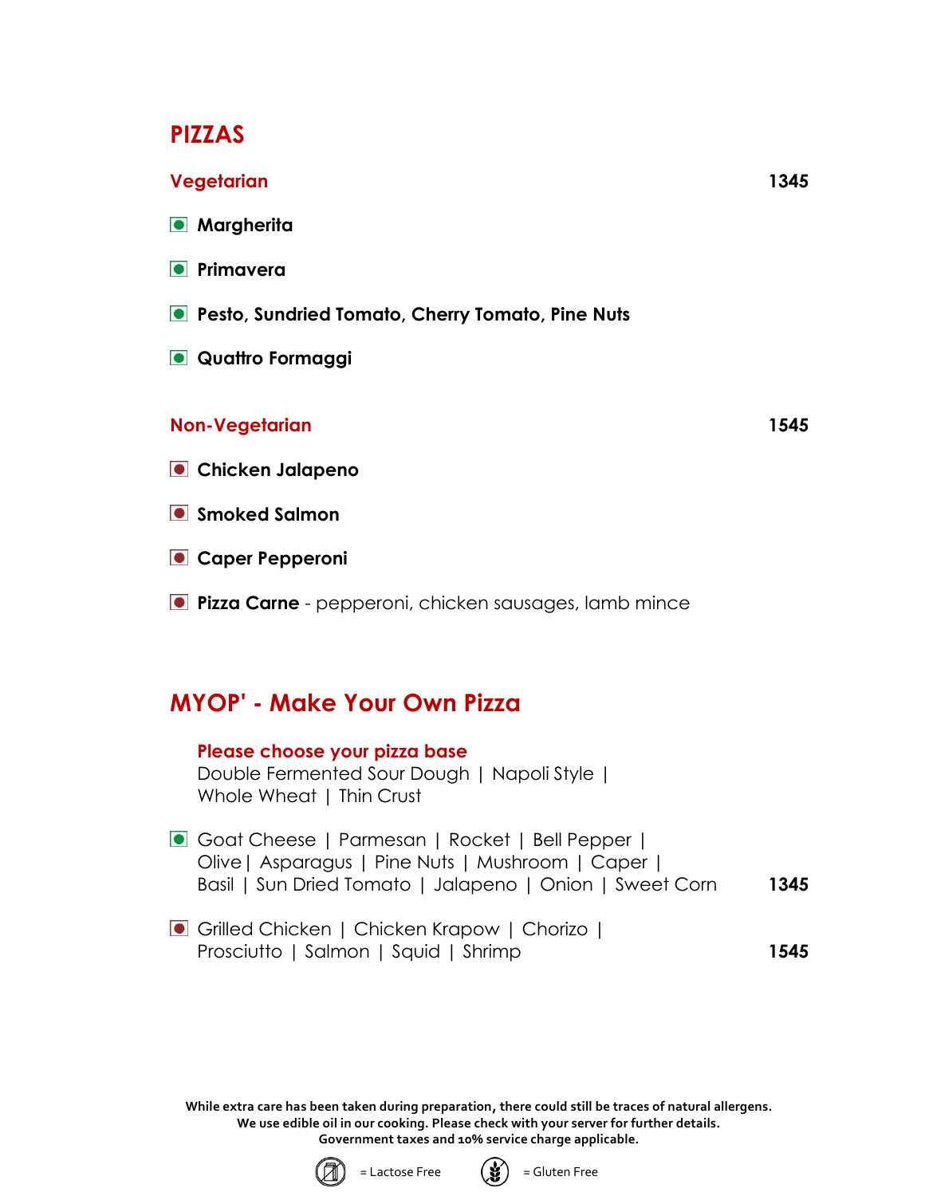# PIZZAS

## Vegetarian — 1345

- **Margherita**
- **Primavera**
- **Pesto, Sundried Tomato, Cherry Tomato, Pine Nuts**
- **Quattro Formaggi**

## Non-Vegetarian — 1545

- **Chicken Jalapeno**
- **Smoked Salmon**
- **Caper Pepperoni**
- **Pizza Carne** - pepperoni, chicken sausages, lamb mince

# MYOP' - Make Your Own Pizza

**Please choose your pizza base**
Double Fermented Sour Dough | Napoli Style | Whole Wheat | Thin Crust

Goat Cheese | Parmesan | Rocket | Bell Pepper | Olive | Asparagus | Pine Nuts | Mushroom | Caper | Basil | Sun Dried Tomato | Jalapeno | Onion | Sweet Corn — **1345**

Grilled Chicken | Chicken Krapow | Chorizo | Prosciutto | Salmon | Squid | Shrimp — **1545**

**While extra care has been taken during preparation, there could still be traces of natural allergens. We use edible oil in our cooking. Please check with your server for further details. Government taxes and 10% service charge applicable.**

= Lactose Free    = Gluten Free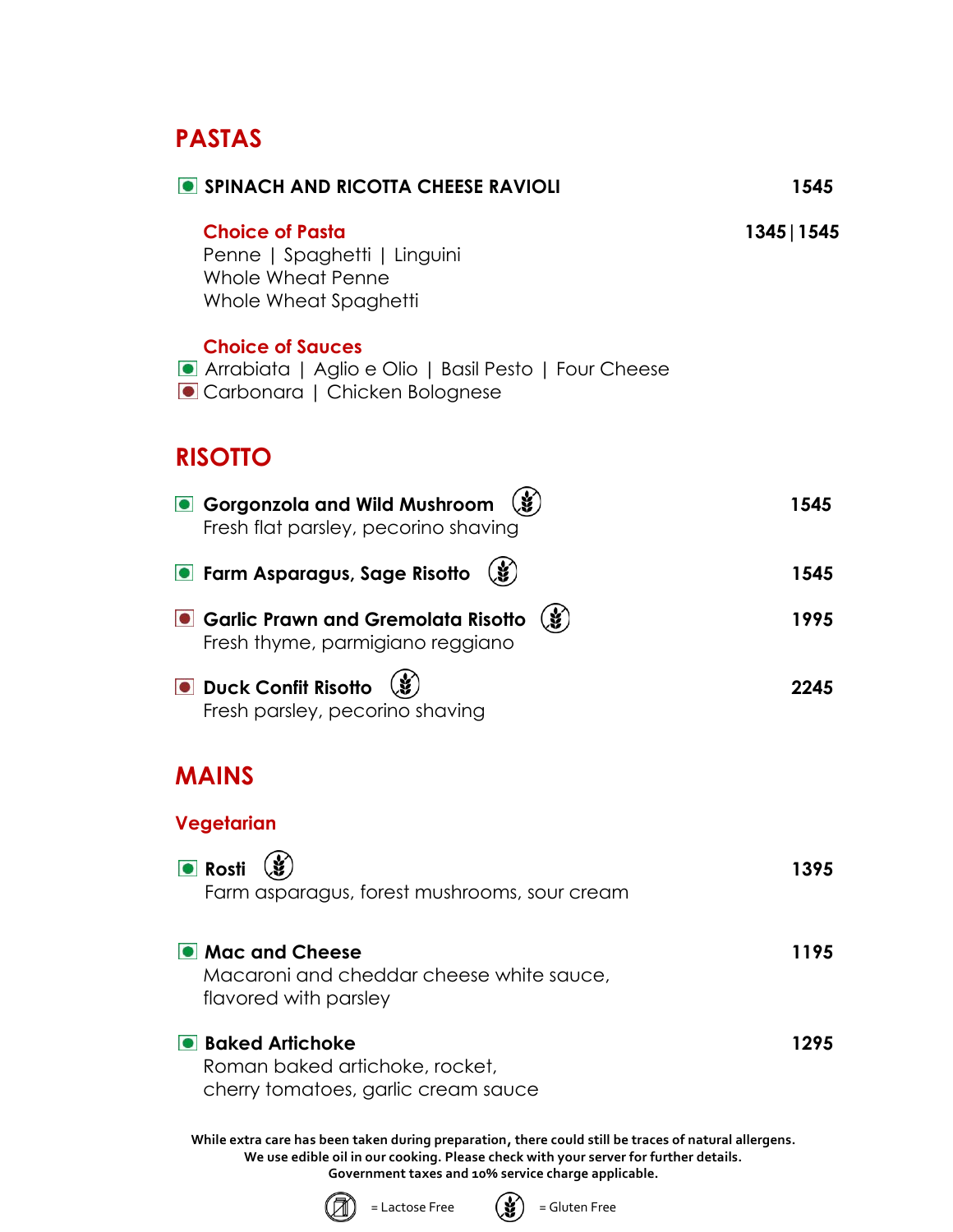## PASTAS

**SPINACH AND RICOTTA CHEESE RAVIOLI** 1545

**Choice of Pasta** 1345 | 1545

Penne | Spaghetti | Linguini
Whole Wheat Penne
Whole Wheat Spaghetti

**Choice of Sauces**

Arrabiata | Aglio e Olio | Basil Pesto | Four Cheese
Carbonara | Chicken Bolognese

## RISOTTO

**Gorgonzola and Wild Mushroom** (Gluten Free) 1545
Fresh flat parsley, pecorino shaving

**Farm Asparagus, Sage Risotto** (Gluten Free) 1545

**Garlic Prawn and Gremolata Risotto** (Gluten Free) 1995
Fresh thyme, parmigiano reggiano

**Duck Confit Risotto** (Gluten Free) 2245
Fresh parsley, pecorino shaving

## MAINS

### Vegetarian

**Rosti** (Gluten Free) 1395
Farm asparagus, forest mushrooms, sour cream

**Mac and Cheese** 1195
Macaroni and cheddar cheese white sauce, flavored with parsley

**Baked Artichoke** 1295
Roman baked artichoke, rocket, cherry tomatoes, garlic cream sauce

**While extra care has been taken during preparation, there could still be traces of natural allergens. We use edible oil in our cooking. Please check with your server for further details. Government taxes and 10% service charge applicable.**

= Lactose Free = Gluten Free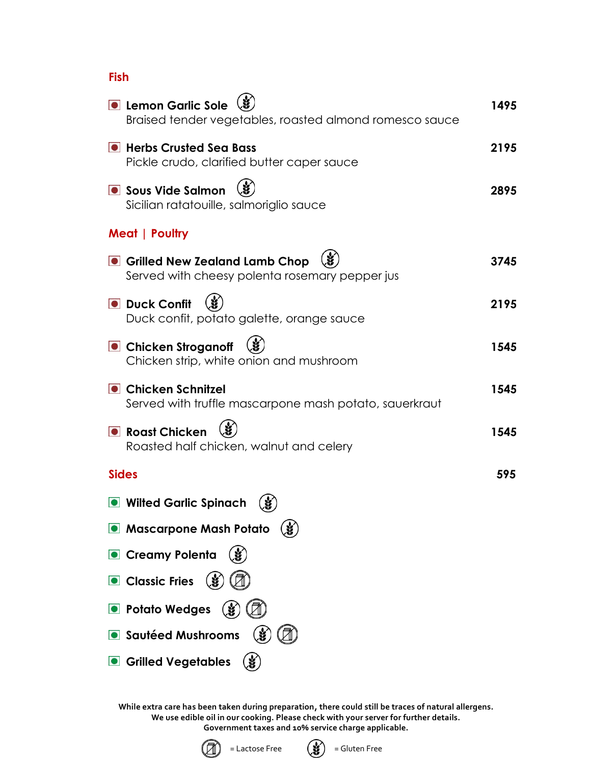## Fish

**Lemon Garlic Sole** (Gluten Free) — 1495
Braised tender vegetables, roasted almond romesco sauce

**Herbs Crusted Sea Bass** — 2195
Pickle crudo, clarified butter caper sauce

**Sous Vide Salmon** (Gluten Free) — 2895
Sicilian ratatouille, salmoriglio sauce

## Meat | Poultry

**Grilled New Zealand Lamb Chop** (Gluten Free) — 3745
Served with cheesy polenta rosemary pepper jus

**Duck Confit** (Gluten Free) — 2195
Duck confit, potato galette, orange sauce

**Chicken Stroganoff** (Gluten Free) — 1545
Chicken strip, white onion and mushroom

**Chicken Schnitzel** — 1545
Served with truffle mascarpone mash potato, sauerkraut

**Roast Chicken** (Gluten Free) — 1545
Roasted half chicken, walnut and celery

## Sides — 595

- **Wilted Garlic Spinach** (Gluten Free)
- **Mascarpone Mash Potato** (Gluten Free)
- **Creamy Polenta** (Gluten Free)
- **Classic Fries** (Gluten Free) (Lactose Free)
- **Potato Wedges** (Gluten Free) (Lactose Free)
- **Sautéed Mushrooms** (Gluten Free) (Lactose Free)
- **Grilled Vegetables** (Gluten Free)

**While extra care has been taken during preparation, there could still be traces of natural allergens. We use edible oil in our cooking. Please check with your server for further details. Government taxes and 10% service charge applicable.**

= Lactose Free = Gluten Free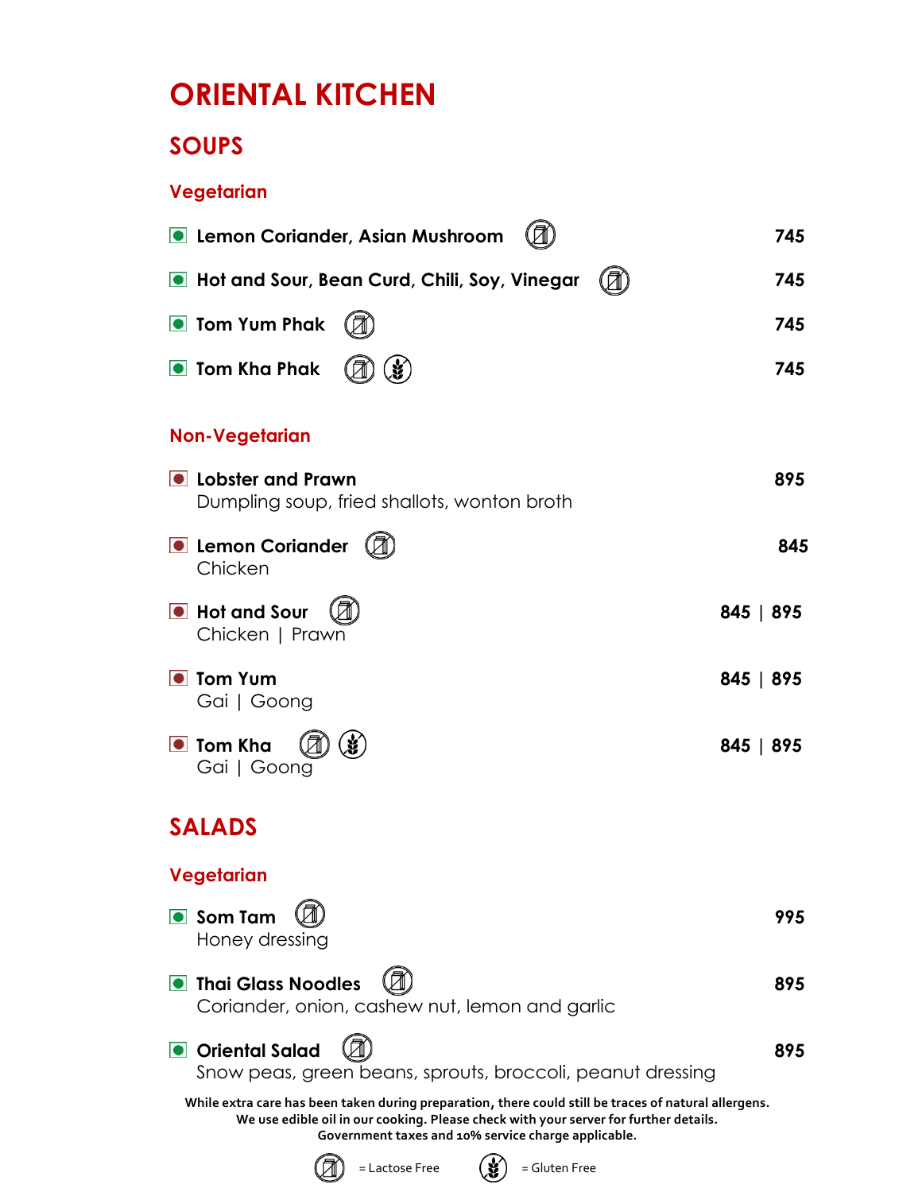# ORIENTAL KITCHEN

## SOUPS

### Vegetarian

- Lemon Coriander, Asian Mushroom (Lactose Free) — 745
- Hot and Sour, Bean Curd, Chili, Soy, Vinegar (Lactose Free) — 745
- Tom Yum Phak (Lactose Free) — 745
- Tom Kha Phak (Lactose Free) (Gluten Free) — 745

### Non-Vegetarian

- **Lobster and Prawn** — 895
  Dumpling soup, fried shallots, wonton broth
- **Lemon Coriander** (Lactose Free) — 845
  Chicken
- **Hot and Sour** (Lactose Free) — 845 | 895
  Chicken | Prawn
- **Tom Yum** — 845 | 895
  Gai | Goong
- **Tom Kha** (Lactose Free) (Gluten Free) — 845 | 895
  Gai | Goong

## SALADS

### Vegetarian

- **Som Tam** (Lactose Free) — 995
  Honey dressing
- **Thai Glass Noodles** (Lactose Free) — 895
  Coriander, onion, cashew nut, lemon and garlic
- **Oriental Salad** (Lactose Free) — 895
  Snow peas, green beans, sprouts, broccoli, peanut dressing

**While extra care has been taken during preparation, there could still be traces of natural allergens. We use edible oil in our cooking. Please check with your server for further details. Government taxes and 10% service charge applicable.**

(Lactose Free icon) = Lactose Free (Gluten Free icon) = Gluten Free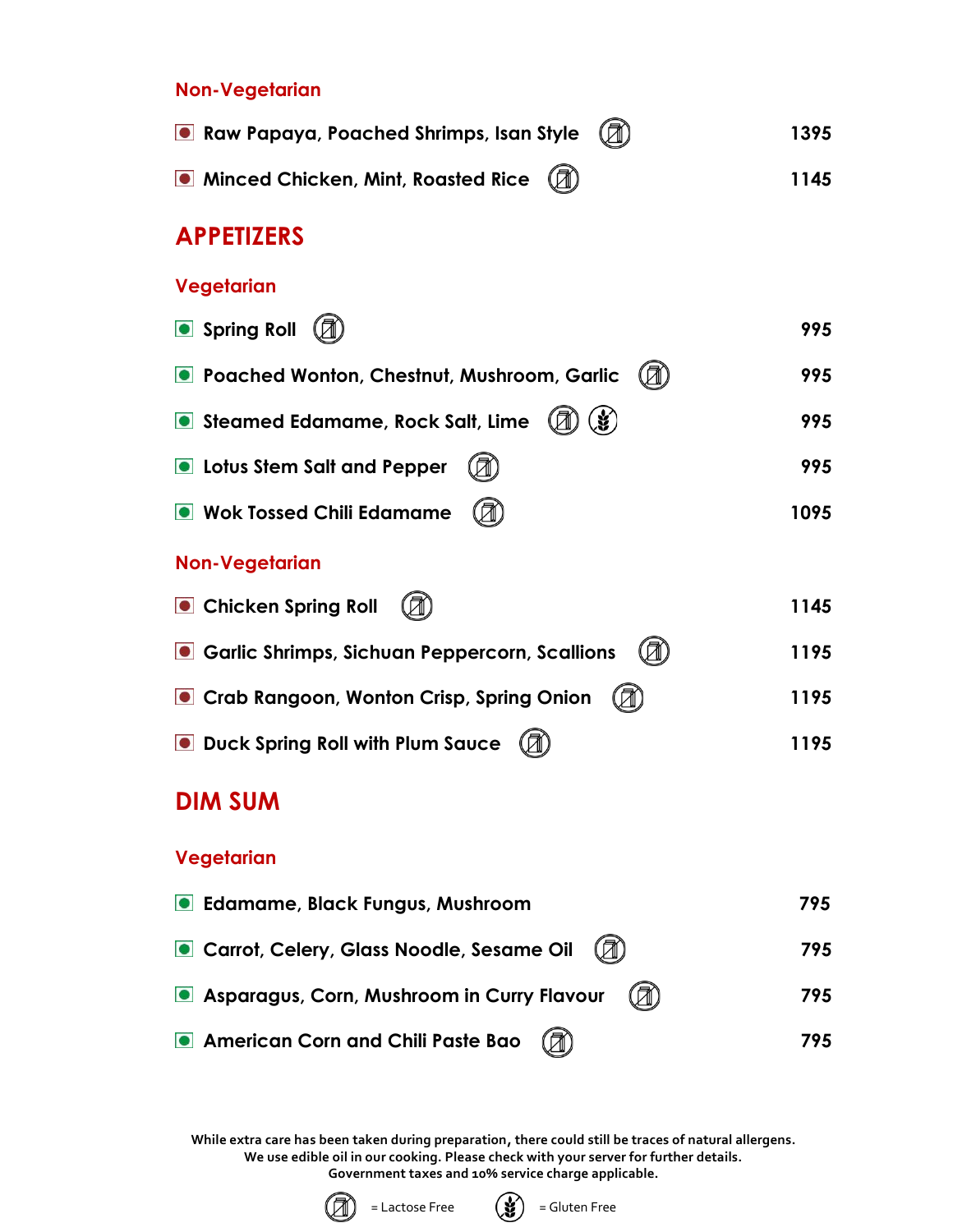### Non-Vegetarian

| Item | Price |
|---|---|
| Raw Papaya, Poached Shrimps, Isan Style (Lactose Free) | 1395 |
| Minced Chicken, Mint, Roasted Rice (Lactose Free) | 1145 |

## APPETIZERS

### Vegetarian

| Item | Price |
|---|---|
| Spring Roll (Lactose Free) | 995 |
| Poached Wonton, Chestnut, Mushroom, Garlic (Lactose Free) | 995 |
| Steamed Edamame, Rock Salt, Lime (Lactose Free) (Gluten Free) | 995 |
| Lotus Stem Salt and Pepper (Lactose Free) | 995 |
| Wok Tossed Chili Edamame (Lactose Free) | 1095 |

### Non-Vegetarian

| Item | Price |
|---|---|
| Chicken Spring Roll (Lactose Free) | 1145 |
| Garlic Shrimps, Sichuan Peppercorn, Scallions (Lactose Free) | 1195 |
| Crab Rangoon, Wonton Crisp, Spring Onion (Lactose Free) | 1195 |
| Duck Spring Roll with Plum Sauce (Lactose Free) | 1195 |

## DIM SUM

### Vegetarian

| Item | Price |
|---|---|
| Edamame, Black Fungus, Mushroom | 795 |
| Carrot, Celery, Glass Noodle, Sesame Oil (Lactose Free) | 795 |
| Asparagus, Corn, Mushroom in Curry Flavour (Lactose Free) | 795 |
| American Corn and Chili Paste Bao (Lactose Free) | 795 |

**While extra care has been taken during preparation, there could still be traces of natural allergens.**
**We use edible oil in our cooking. Please check with your server for further details.**
**Government taxes and 10% service charge applicable.**

= Lactose Free = Gluten Free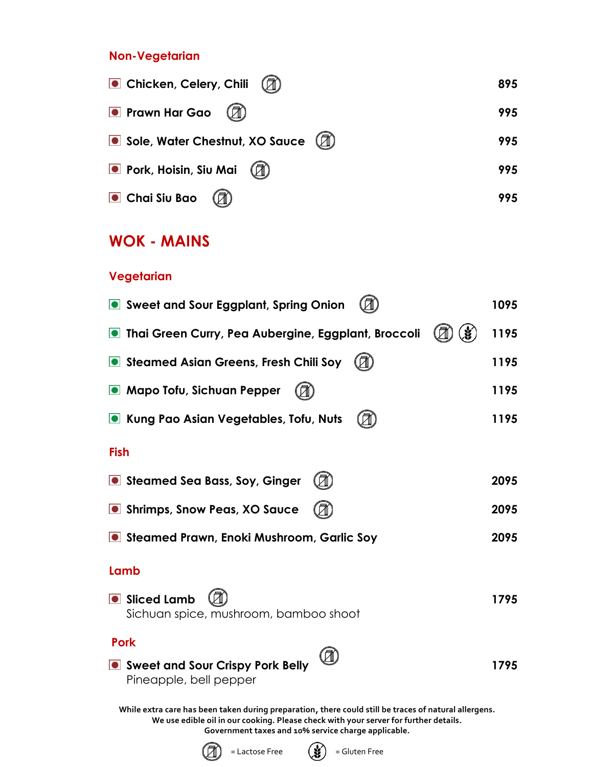### Non-Vegetarian

| Dish | Price |
|---|---|
| Chicken, Celery, Chili (Lactose Free) | 895 |
| Prawn Har Gao (Lactose Free) | 995 |
| Sole, Water Chestnut, XO Sauce (Lactose Free) | 995 |
| Pork, Hoisin, Siu Mai (Lactose Free) | 995 |
| Chai Siu Bao (Lactose Free) | 995 |

## WOK - MAINS

### Vegetarian

| Dish | Price |
|---|---|
| Sweet and Sour Eggplant, Spring Onion (Lactose Free) | 1095 |
| Thai Green Curry, Pea Aubergine, Eggplant, Broccoli (Lactose Free) (Gluten Free) | 1195 |
| Steamed Asian Greens, Fresh Chili Soy (Lactose Free) | 1195 |
| Mapo Tofu, Sichuan Pepper (Lactose Free) | 1195 |
| Kung Pao Asian Vegetables, Tofu, Nuts (Lactose Free) | 1195 |

### Fish

| Dish | Price |
|---|---|
| Steamed Sea Bass, Soy, Ginger (Lactose Free) | 2095 |
| Shrimps, Snow Peas, XO Sauce (Lactose Free) | 2095 |
| Steamed Prawn, Enoki Mushroom, Garlic Soy | 2095 |

### Lamb

| Dish | Price |
|---|---|
| Sliced Lamb (Lactose Free)<br>Sichuan spice, mushroom, bamboo shoot | 1795 |

### Pork

| Dish | Price |
|---|---|
| Sweet and Sour Crispy Pork Belly (Lactose Free)<br>Pineapple, bell pepper | 1795 |

**While extra care has been taken during preparation, there could still be traces of natural allergens.**
**We use edible oil in our cooking. Please check with your server for further details.**
**Government taxes and 10% service charge applicable.**

(Lactose Free icon) = Lactose Free (Gluten Free icon) = Gluten Free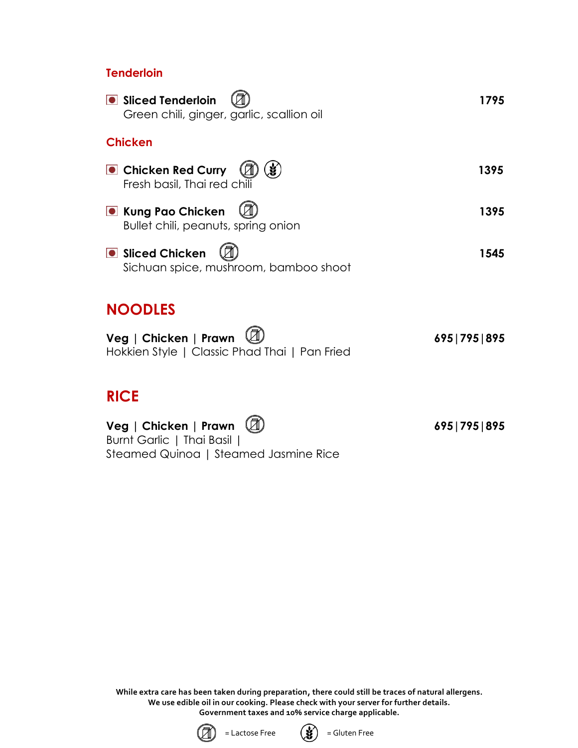### Tenderloin

**Sliced Tenderloin** (Lactose Free) — **1795**
Green chili, ginger, garlic, scallion oil

### Chicken

**Chicken Red Curry** (Lactose Free) (Gluten Free) — **1395**
Fresh basil, Thai red chili

**Kung Pao Chicken** (Lactose Free) — **1395**
Bullet chili, peanuts, spring onion

**Sliced Chicken** (Lactose Free) — **1545**
Sichuan spice, mushroom, bamboo shoot

## NOODLES

**Veg | Chicken | Prawn** (Lactose Free) — **695 | 795 | 895**
Hokkien Style | Classic Phad Thai | Pan Fried

## RICE

**Veg | Chicken | Prawn** (Lactose Free) — **695 | 795 | 895**
Burnt Garlic | Thai Basil |
Steamed Quinoa | Steamed Jasmine Rice

**While extra care has been taken during preparation, there could still be traces of natural allergens.**
**We use edible oil in our cooking. Please check with your server for further details.**
**Government taxes and 10% service charge applicable.**

(Lactose Free icon) = Lactose Free (Gluten Free icon) = Gluten Free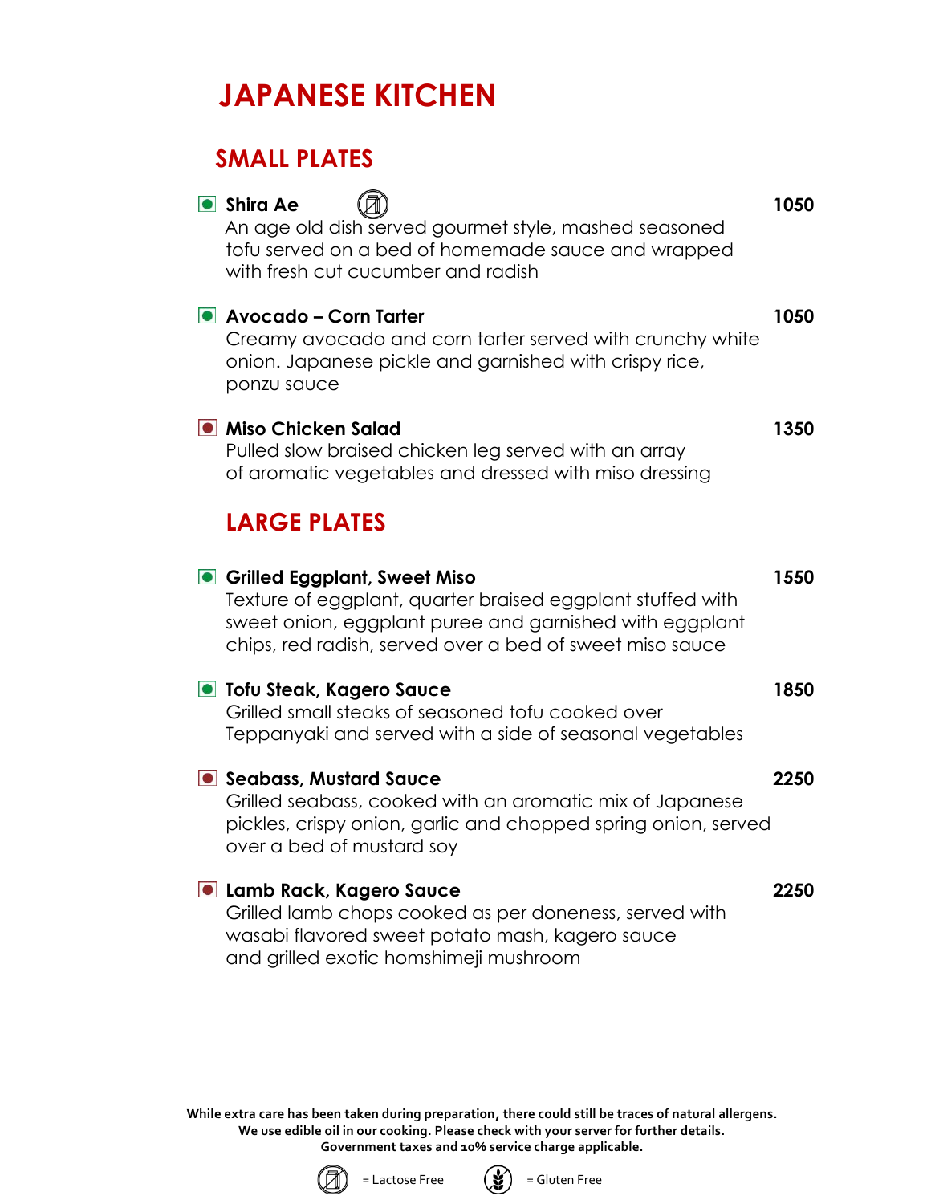# JAPANESE KITCHEN

## SMALL PLATES

**Shira Ae** (Lactose Free) — **1050**
An age old dish served gourmet style, mashed seasoned tofu served on a bed of homemade sauce and wrapped with fresh cut cucumber and radish

**Avocado – Corn Tarter** — **1050**
Creamy avocado and corn tarter served with crunchy white onion. Japanese pickle and garnished with crispy rice, ponzu sauce

**Miso Chicken Salad** — **1350**
Pulled slow braised chicken leg served with an array of aromatic vegetables and dressed with miso dressing

## LARGE PLATES

**Grilled Eggplant, Sweet Miso** — **1550**
Texture of eggplant, quarter braised eggplant stuffed with sweet onion, eggplant puree and garnished with eggplant chips, red radish, served over a bed of sweet miso sauce

**Tofu Steak, Kagero Sauce** — **1850**
Grilled small steaks of seasoned tofu cooked over Teppanyaki and served with a side of seasonal vegetables

**Seabass, Mustard Sauce** — **2250**
Grilled seabass, cooked with an aromatic mix of Japanese pickles, crispy onion, garlic and chopped spring onion, served over a bed of mustard soy

**Lamb Rack, Kagero Sauce** — **2250**
Grilled lamb chops cooked as per doneness, served with wasabi flavored sweet potato mash, kagero sauce and grilled exotic homshimeji mushroom

**While extra care has been taken during preparation, there could still be traces of natural allergens.**
**We use edible oil in our cooking. Please check with your server for further details.**
**Government taxes and 10% service charge applicable.**

= Lactose Free   = Gluten Free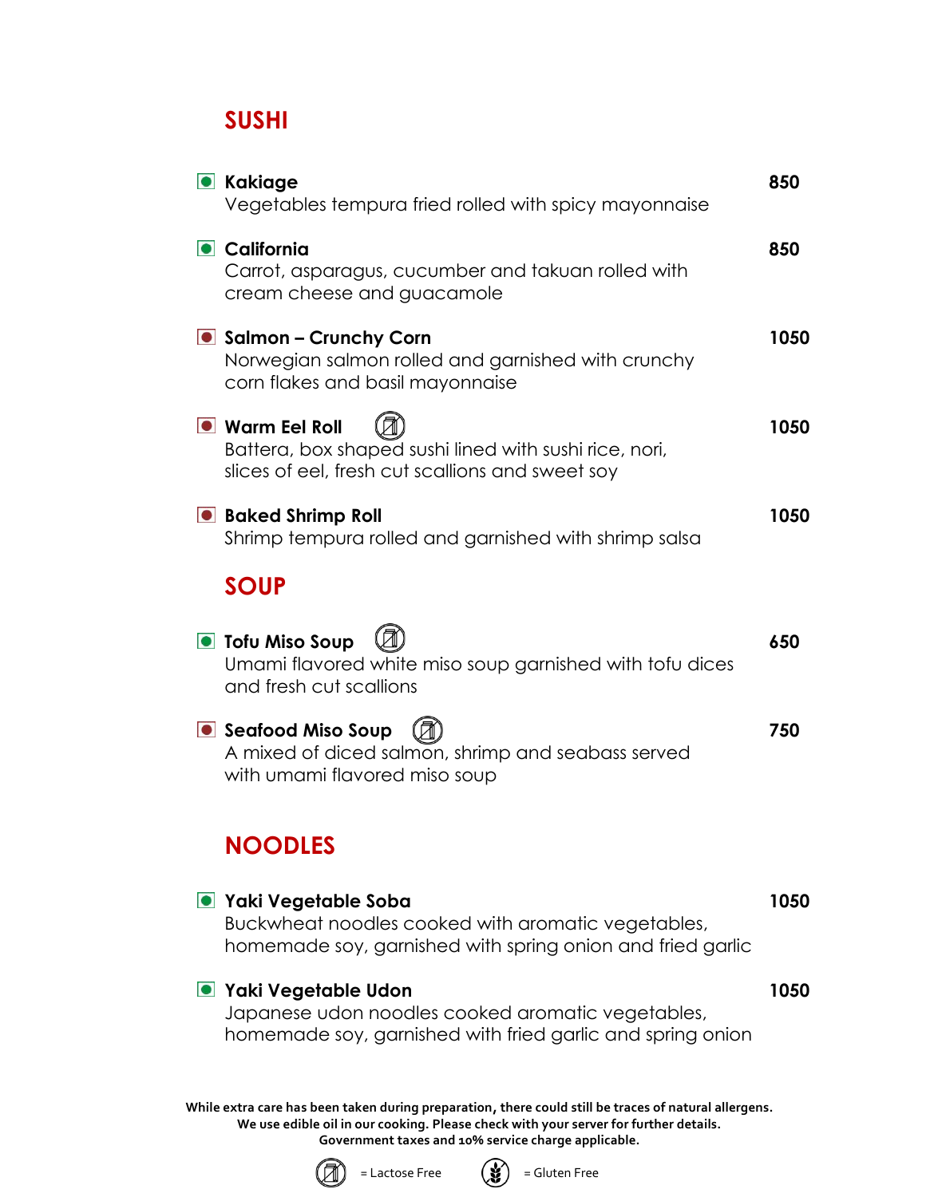## SUSHI

**Kakiage** — **850**
Vegetables tempura fried rolled with spicy mayonnaise

**California** — **850**
Carrot, asparagus, cucumber and takuan rolled with cream cheese and guacamole

**Salmon – Crunchy Corn** — **1050**
Norwegian salmon rolled and garnished with crunchy corn flakes and basil mayonnaise

**Warm Eel Roll** (Lactose Free) — **1050**
Battera, box shaped sushi lined with sushi rice, nori, slices of eel, fresh cut scallions and sweet soy

**Baked Shrimp Roll** — **1050**
Shrimp tempura rolled and garnished with shrimp salsa

## SOUP

**Tofu Miso Soup** (Lactose Free) — **650**
Umami flavored white miso soup garnished with tofu dices and fresh cut scallions

**Seafood Miso Soup** (Lactose Free) — **750**
A mixed of diced salmon, shrimp and seabass served with umami flavored miso soup

## NOODLES

**Yaki Vegetable Soba** — **1050**
Buckwheat noodles cooked with aromatic vegetables, homemade soy, garnished with spring onion and fried garlic

**Yaki Vegetable Udon** — **1050**
Japanese udon noodles cooked aromatic vegetables, homemade soy, garnished with fried garlic and spring onion

**While extra care has been taken during preparation, there could still be traces of natural allergens.**
**We use edible oil in our cooking. Please check with your server for further details.**
**Government taxes and 10% service charge applicable.**

= Lactose Free    = Gluten Free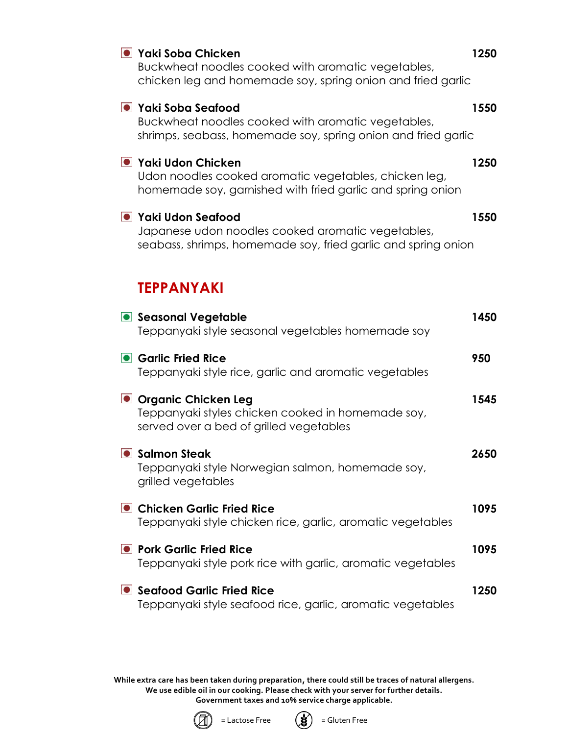**Yaki Soba Chicken** 1250
Buckwheat noodles cooked with aromatic vegetables, chicken leg and homemade soy, spring onion and fried garlic

**Yaki Soba Seafood** 1550
Buckwheat noodles cooked with aromatic vegetables, shrimps, seabass, homemade soy, spring onion and fried garlic

**Yaki Udon Chicken** 1250
Udon noodles cooked aromatic vegetables, chicken leg, homemade soy, garnished with fried garlic and spring onion

**Yaki Udon Seafood** 1550
Japanese udon noodles cooked aromatic vegetables, seabass, shrimps, homemade soy, fried garlic and spring onion

## TEPPANYAKI

**Seasonal Vegetable** 1450
Teppanyaki style seasonal vegetables homemade soy

**Garlic Fried Rice** 950
Teppanyaki style rice, garlic and aromatic vegetables

**Organic Chicken Leg** 1545
Teppanyaki styles chicken cooked in homemade soy, served over a bed of grilled vegetables

**Salmon Steak** 2650
Teppanyaki style Norwegian salmon, homemade soy, grilled vegetables

**Chicken Garlic Fried Rice** 1095
Teppanyaki style chicken rice, garlic, aromatic vegetables

**Pork Garlic Fried Rice** 1095
Teppanyaki style pork rice with garlic, aromatic vegetables

**Seafood Garlic Fried Rice** 1250
Teppanyaki style seafood rice, garlic, aromatic vegetables

**While extra care has been taken during preparation, there could still be traces of natural allergens. We use edible oil in our cooking. Please check with your server for further details. Government taxes and 10% service charge applicable.**

= Lactose Free = Gluten Free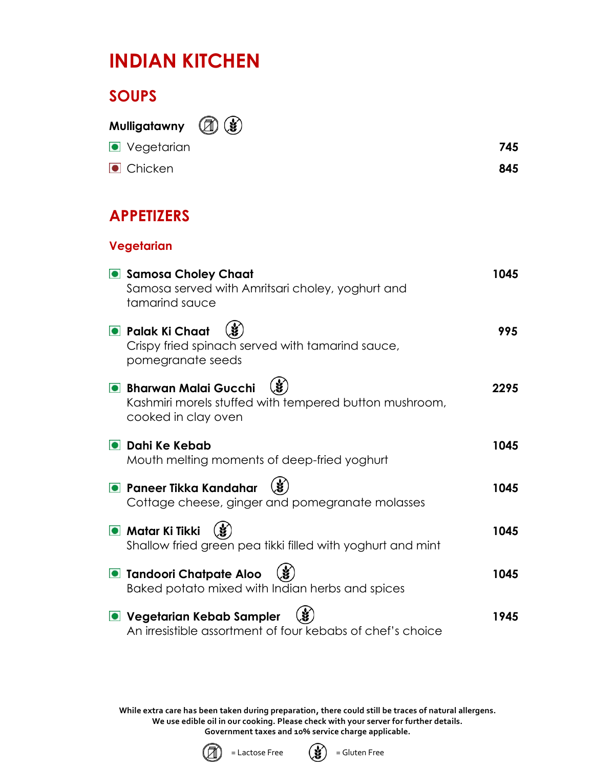# INDIAN KITCHEN

## SOUPS

**Mulligatawny** (Lactose Free) (Gluten Free)

| | |
|---|---|
| Vegetarian | **745** |
| Chicken | **845** |

## APPETIZERS

### Vegetarian

**Samosa Choley Chaat** — **1045**
Samosa served with Amritsari choley, yoghurt and tamarind sauce

**Palak Ki Chaat** (Gluten Free) — **995**
Crispy fried spinach served with tamarind sauce, pomegranate seeds

**Bharwan Malai Gucchi** (Gluten Free) — **2295**
Kashmiri morels stuffed with tempered button mushroom, cooked in clay oven

**Dahi Ke Kebab** — **1045**
Mouth melting moments of deep-fried yoghurt

**Paneer Tikka Kandahar** (Gluten Free) — **1045**
Cottage cheese, ginger and pomegranate molasses

**Matar Ki Tikki** (Gluten Free) — **1045**
Shallow fried green pea tikki filled with yoghurt and mint

**Tandoori Chatpate Aloo** (Gluten Free) — **1045**
Baked potato mixed with Indian herbs and spices

**Vegetarian Kebab Sampler** (Gluten Free) — **1945**
An irresistible assortment of four kebabs of chef's choice

**While extra care has been taken during preparation, there could still be traces of natural allergens.**
**We use edible oil in our cooking. Please check with your server for further details.**
**Government taxes and 10% service charge applicable.**

(Lactose Free icon) = Lactose Free (Gluten Free icon) = Gluten Free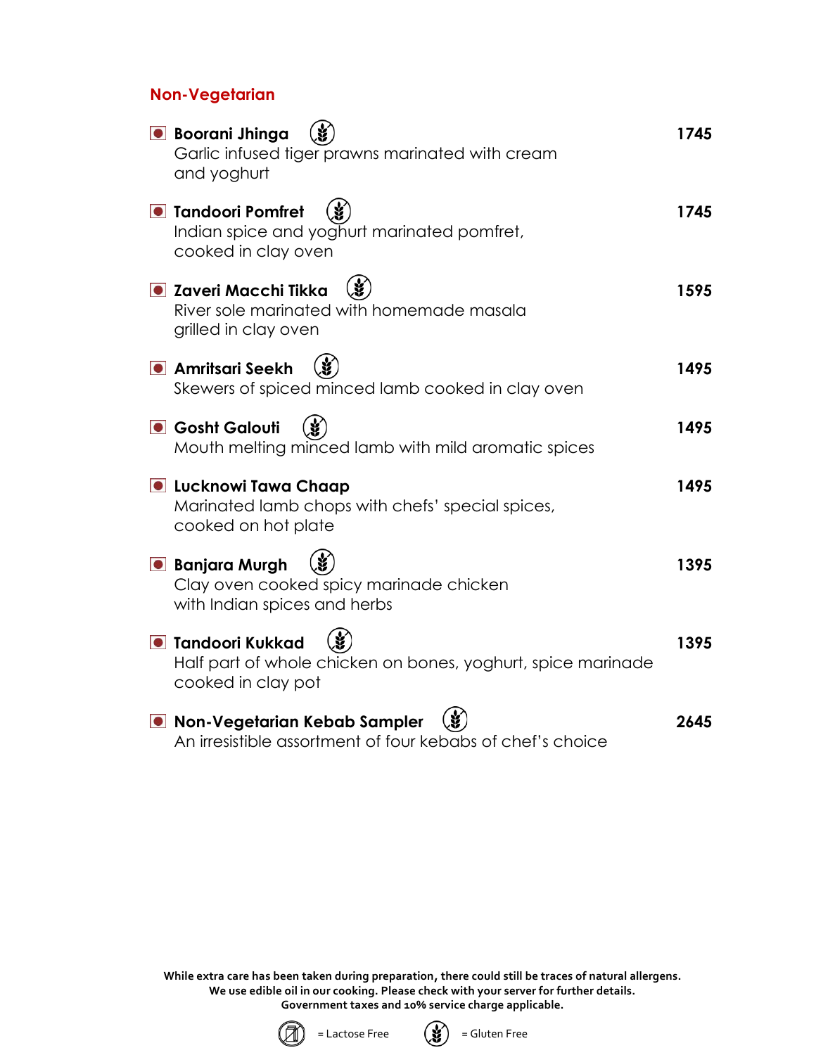## Non-Vegetarian

**Boorani Jhinga** (Gluten Free) — **1745**
Garlic infused tiger prawns marinated with cream and yoghurt

**Tandoori Pomfret** (Gluten Free) — **1745**
Indian spice and yoghurt marinated pomfret, cooked in clay oven

**Zaveri Macchi Tikka** (Gluten Free) — **1595**
River sole marinated with homemade masala grilled in clay oven

**Amritsari Seekh** (Gluten Free) — **1495**
Skewers of spiced minced lamb cooked in clay oven

**Gosht Galouti** (Gluten Free) — **1495**
Mouth melting minced lamb with mild aromatic spices

**Lucknowi Tawa Chaap** — **1495**
Marinated lamb chops with chefs' special spices, cooked on hot plate

**Banjara Murgh** (Gluten Free) — **1395**
Clay oven cooked spicy marinade chicken with Indian spices and herbs

**Tandoori Kukkad** (Gluten Free) — **1395**
Half part of whole chicken on bones, yoghurt, spice marinade cooked in clay pot

**Non-Vegetarian Kebab Sampler** (Gluten Free) — **2645**
An irresistible assortment of four kebabs of chef's choice

**While extra care has been taken during preparation, there could still be traces of natural allergens.**
**We use edible oil in our cooking. Please check with your server for further details.**
**Government taxes and 10% service charge applicable.**

= Lactose Free    = Gluten Free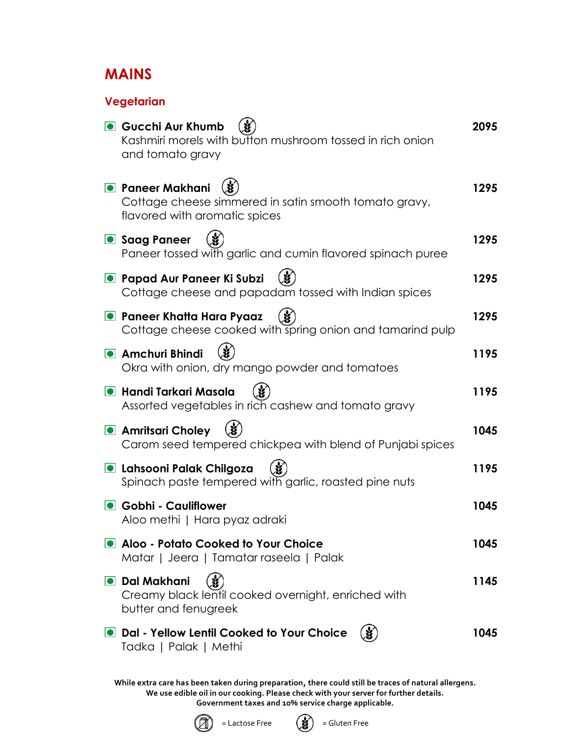# MAINS

## Vegetarian

**Gucchi Aur Khumb** — **2095**
Kashmiri morels with button mushroom tossed in rich onion and tomato gravy

**Paneer Makhani** — **1295**
Cottage cheese simmered in satin smooth tomato gravy, flavored with aromatic spices

**Saag Paneer** — **1295**
Paneer tossed with garlic and cumin flavored spinach puree

**Papad Aur Paneer Ki Subzi** — **1295**
Cottage cheese and papadam tossed with Indian spices

**Paneer Khatta Hara Pyaaz** — **1295**
Cottage cheese cooked with spring onion and tamarind pulp

**Amchuri Bhindi** — **1195**
Okra with onion, dry mango powder and tomatoes

**Handi Tarkari Masala** — **1195**
Assorted vegetables in rich cashew and tomato gravy

**Amritsari Choley** — **1045**
Carom seed tempered chickpea with blend of Punjabi spices

**Lahsooni Palak Chilgoza** — **1195**
Spinach paste tempered with garlic, roasted pine nuts

**Gobhi - Cauliflower** — **1045**
Aloo methi | Hara pyaz adraki

**Aloo - Potato Cooked to Your Choice** — **1045**
Matar | Jeera | Tamatar raseela | Palak

**Dal Makhani** — **1145**
Creamy black lentil cooked overnight, enriched with butter and fenugreek

**Dal - Yellow Lentil Cooked to Your Choice** — **1045**
Tadka | Palak | Methi

**While extra care has been taken during preparation, there could still be traces of natural allergens.**
**We use edible oil in our cooking. Please check with your server for further details.**
**Government taxes and 10% service charge applicable.**

= Lactose Free = Gluten Free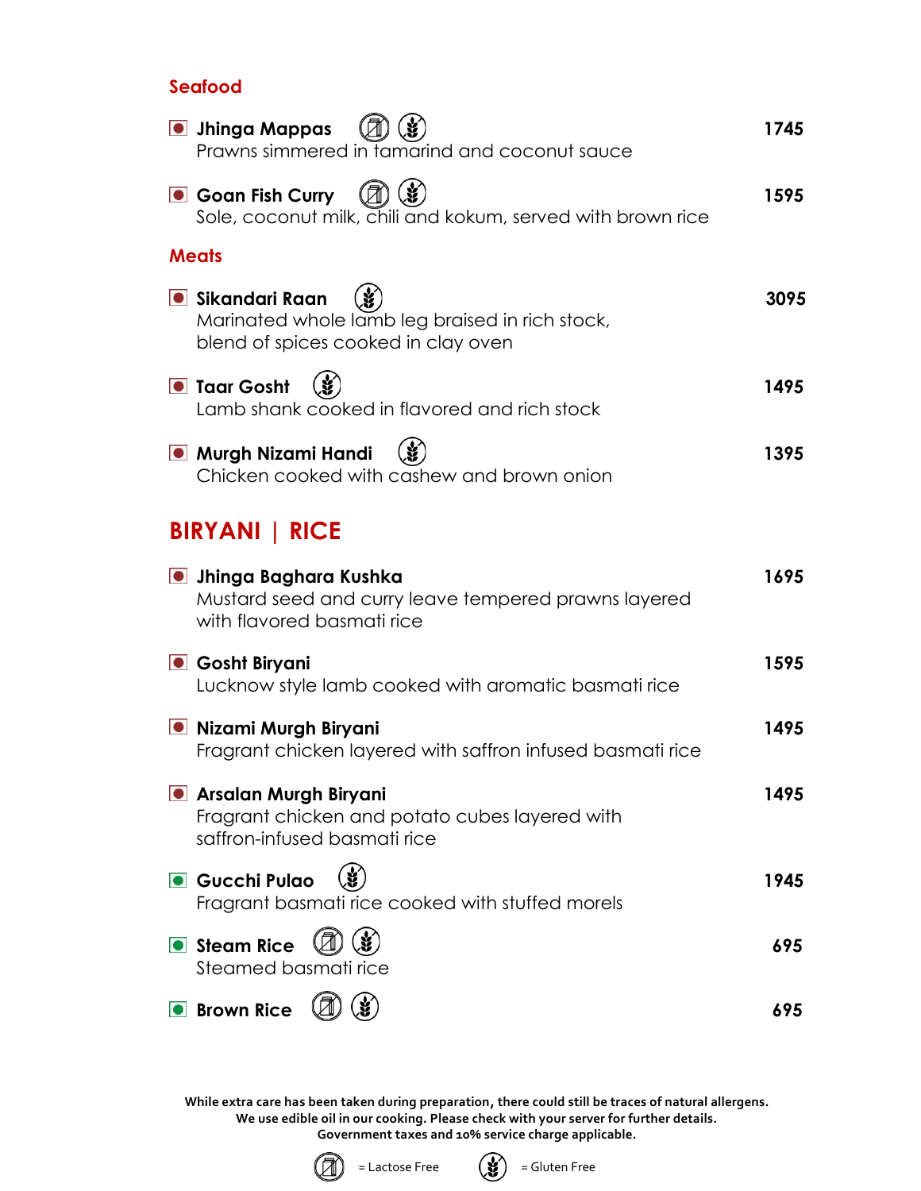## Seafood

**Jhinga Mappas** (Lactose Free) (Gluten Free) **1745**
Prawns simmered in tamarind and coconut sauce

**Goan Fish Curry** (Lactose Free) (Gluten Free) **1595**
Sole, coconut milk, chili and kokum, served with brown rice

## Meats

**Sikandari Raan** (Gluten Free) **3095**
Marinated whole lamb leg braised in rich stock,
blend of spices cooked in clay oven

**Taar Gosht** (Gluten Free) **1495**
Lamb shank cooked in flavored and rich stock

**Murgh Nizami Handi** (Gluten Free) **1395**
Chicken cooked with cashew and brown onion

# BIRYANI | RICE

**Jhinga Baghara Kushka** **1695**
Mustard seed and curry leave tempered prawns layered
with flavored basmati rice

**Gosht Biryani** **1595**
Lucknow style lamb cooked with aromatic basmati rice

**Nizami Murgh Biryani** **1495**
Fragrant chicken layered with saffron infused basmati rice

**Arsalan Murgh Biryani** **1495**
Fragrant chicken and potato cubes layered with
saffron-infused basmati rice

**Gucchi Pulao** (Gluten Free) **1945**
Fragrant basmati rice cooked with stuffed morels

**Steam Rice** (Lactose Free) (Gluten Free) **695**
Steamed basmati rice

**Brown Rice** (Lactose Free) (Gluten Free) **695**

**While extra care has been taken during preparation, there could still be traces of natural allergens.**
**We use edible oil in our cooking. Please check with your server for further details.**
**Government taxes and 10% service charge applicable.**

(Lactose Free icon) = Lactose Free (Gluten Free icon) = Gluten Free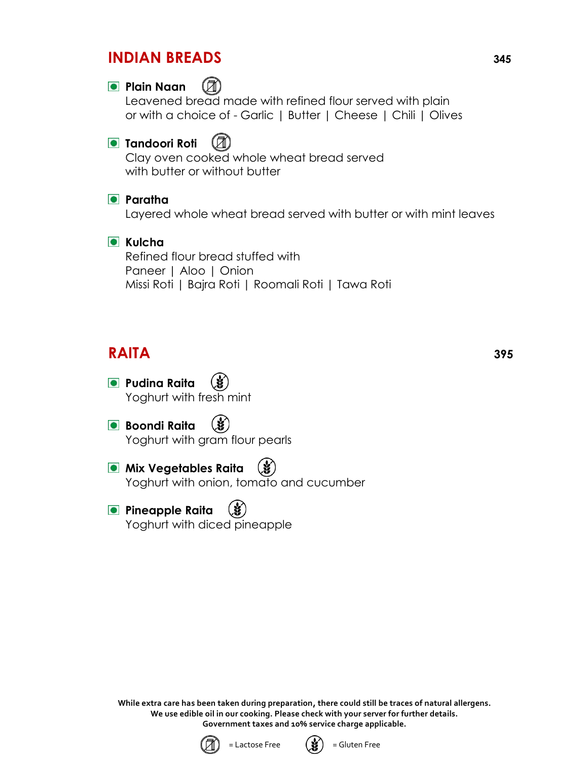## INDIAN BREADS 345

**Plain Naan** (Lactose Free)
Leavened bread made with refined flour served with plain or with a choice of - Garlic | Butter | Cheese | Chili | Olives

**Tandoori Roti** (Lactose Free)
Clay oven cooked whole wheat bread served with butter or without butter

**Paratha**
Layered whole wheat bread served with butter or with mint leaves

**Kulcha**
Refined flour bread stuffed with
Paneer | Aloo | Onion
Missi Roti | Bajra Roti | Roomali Roti | Tawa Roti

## RAITA 395

**Pudina Raita** (Gluten Free)
Yoghurt with fresh mint

**Boondi Raita** (Gluten Free)
Yoghurt with gram flour pearls

**Mix Vegetables Raita** (Gluten Free)
Yoghurt with onion, tomato and cucumber

**Pineapple Raita** (Gluten Free)
Yoghurt with diced pineapple

**While extra care has been taken during preparation, there could still be traces of natural allergens.**
**We use edible oil in our cooking. Please check with your server for further details.**
**Government taxes and 10% service charge applicable.**

= Lactose Free    = Gluten Free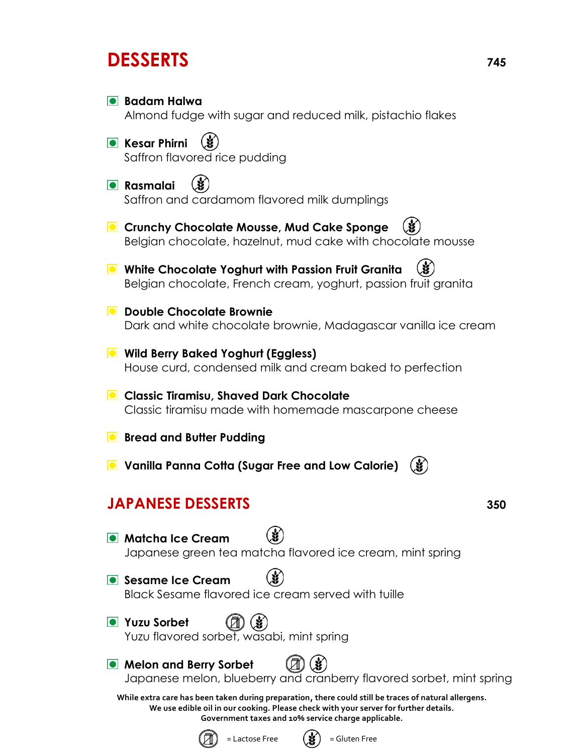## DESSERTS

**745**

**Badam Halwa**
Almond fudge with sugar and reduced milk, pistachio flakes

**Kesar Phirni** (Gluten Free)
Saffron flavored rice pudding

**Rasmalai** (Gluten Free)
Saffron and cardamom flavored milk dumplings

**Crunchy Chocolate Mousse, Mud Cake Sponge** (Gluten Free)
Belgian chocolate, hazelnut, mud cake with chocolate mousse

**White Chocolate Yoghurt with Passion Fruit Granita** (Gluten Free)
Belgian chocolate, French cream, yoghurt, passion fruit granita

**Double Chocolate Brownie**
Dark and white chocolate brownie, Madagascar vanilla ice cream

**Wild Berry Baked Yoghurt (Eggless)**
House curd, condensed milk and cream baked to perfection

**Classic Tiramisu, Shaved Dark Chocolate**
Classic tiramisu made with homemade mascarpone cheese

**Bread and Butter Pudding**

**Vanilla Panna Cotta (Sugar Free and Low Calorie)** (Gluten Free)

## JAPANESE DESSERTS

**350**

**Matcha Ice Cream** (Gluten Free)
Japanese green tea matcha flavored ice cream, mint spring

**Sesame Ice Cream** (Gluten Free)
Black Sesame flavored ice cream served with tuille

**Yuzu Sorbet** (Lactose Free) (Gluten Free)
Yuzu flavored sorbet, wasabi, mint spring

**Melon and Berry Sorbet** (Lactose Free) (Gluten Free)
Japanese melon, blueberry and cranberry flavored sorbet, mint spring

**While extra care has been taken during preparation, there could still be traces of natural allergens.**
**We use edible oil in our cooking. Please check with your server for further details.**
**Government taxes and 10% service charge applicable.**

= Lactose Free    = Gluten Free